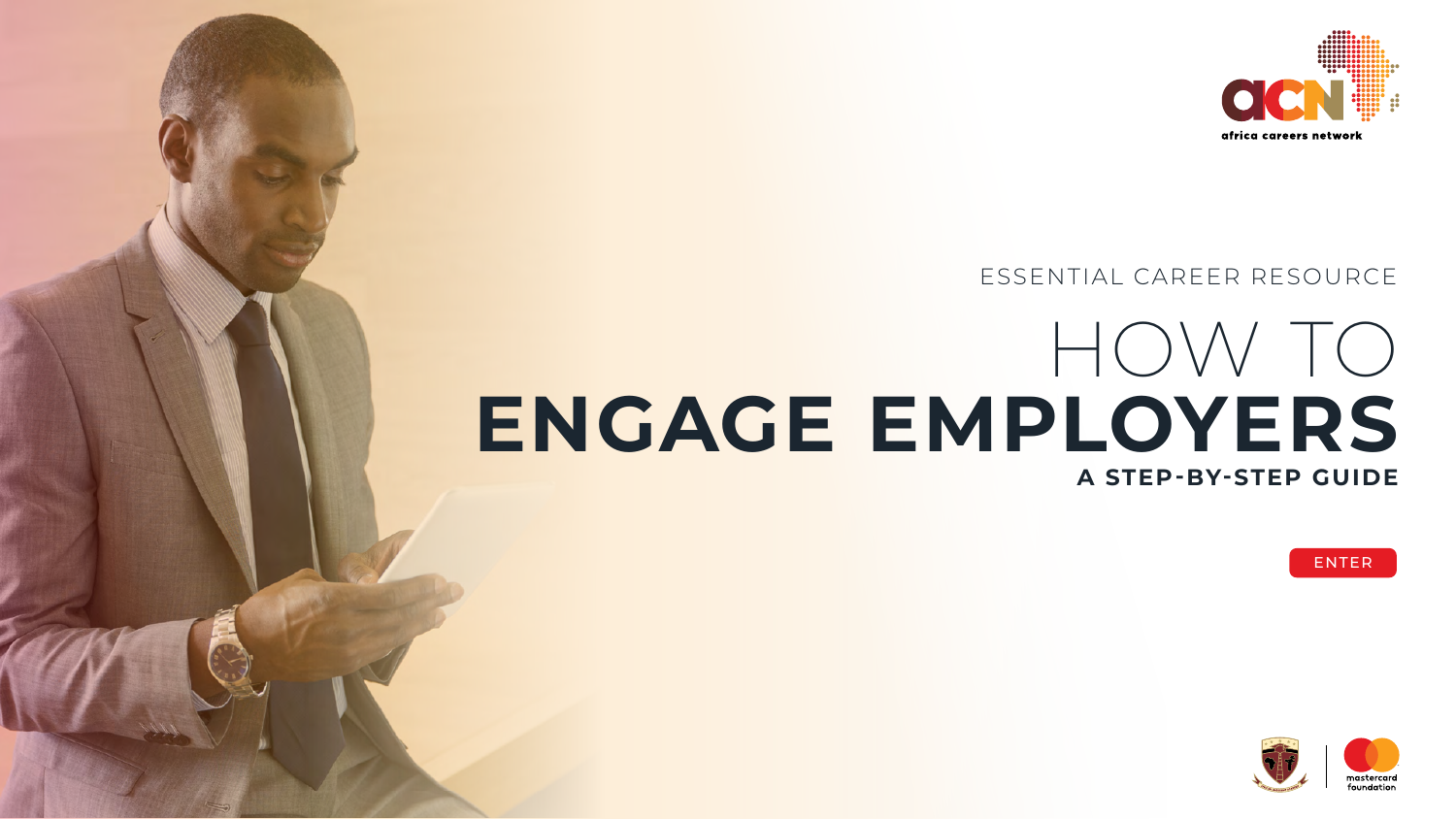africa careers network

ESSENTIAL CAREER RESOURCE

# HOW TO ENGAGE EMPLOYERS

## A STEP-BY-STEP GUIDE

ENTER

mastercard foundation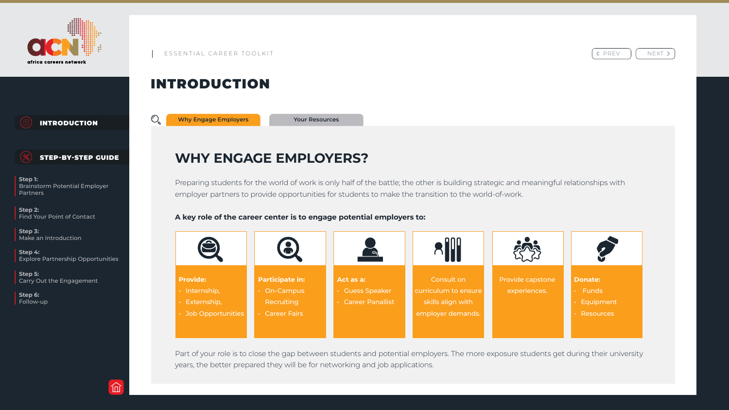ESSENTIAL CAREER TOOLKIT

# INTRODUCTION

Why Engage Employers | Your Resources

## WHY ENGAGE EMPLOYERS?

Preparing students for the world of work is only half of the battle; the other is building strategic and meaningful relationships with employer partners to provide opportunities for students to make the transition to the world-of-work.

**A key role of the career center is to engage potential employers to:**

**Provide:**
- Internship,
- Externship,
- Job Opportunities

**Participate in:**
- On-Campus Recruiting
- Career Fairs

**Act as a:**
- Guess Speaker
- Career Panallist

Consult on curriculum to ensure skills align with employer demands.

Provide capstone experiences.

**Donate:**
- Funds
- Equipment
- Resources

Part of your role is to close the gap between students and potential employers. The more exposure students get during their university years, the better prepared they will be for networking and job applications.

**INTRODUCTION**

**STEP-BY-STEP GUIDE**

**Step 1:** Brainstorm Potential Employer Partners

**Step 2:** Find Your Point of Contact

**Step 3:** Make an Introduction

**Step 4:** Explore Partnership Opportunities

**Step 5:** Carry Out the Engagement

**Step 6:** Follow-up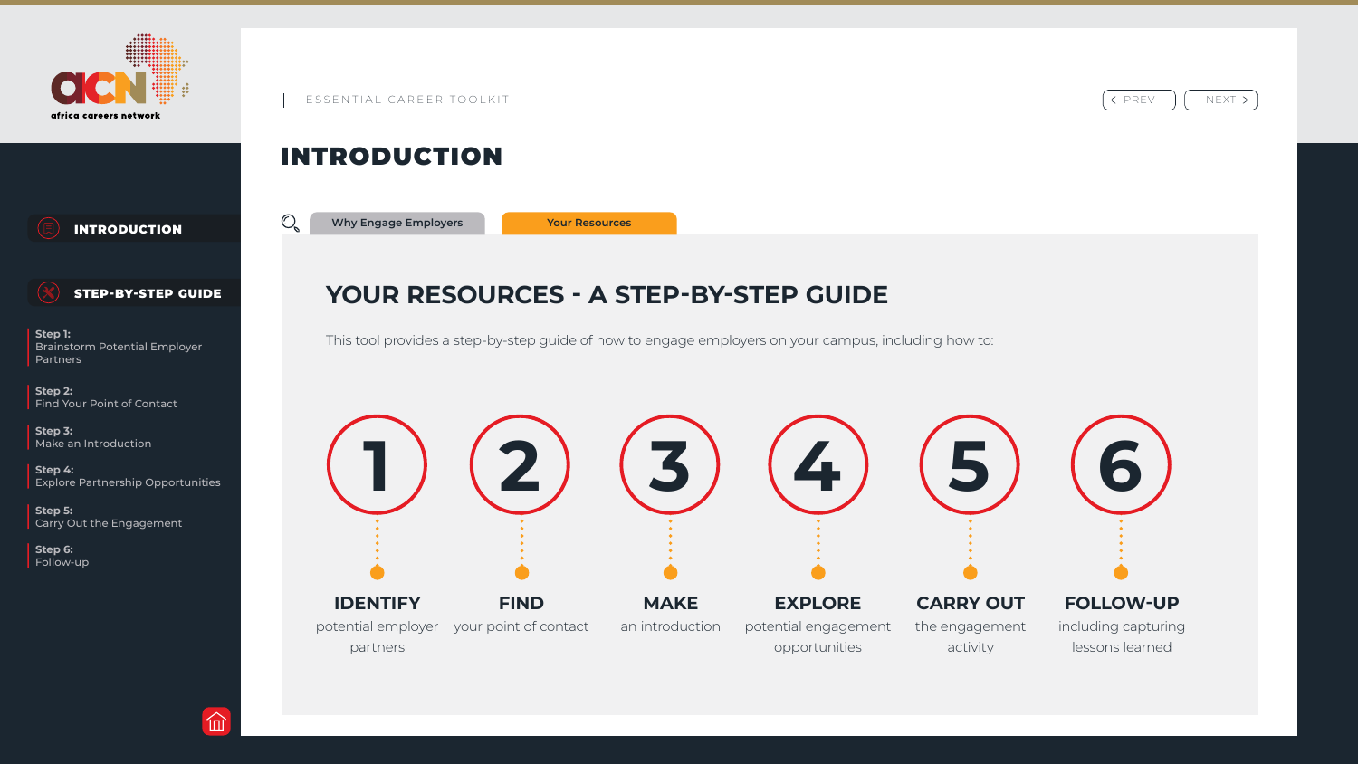ESSENTIAL CAREER TOOLKIT

# INTRODUCTION

- INTRODUCTION
- STEP-BY-STEP GUIDE
  - Step 1: Brainstorm Potential Employer Partners
  - Step 2: Find Your Point of Contact
  - Step 3: Make an Introduction
  - Step 4: Explore Partnership Opportunities
  - Step 5: Carry Out the Engagement
  - Step 6: Follow-up

Why Engage Employers | Your Resources

## YOUR RESOURCES - A STEP-BY-STEP GUIDE

This tool provides a step-by-step guide of how to engage employers on your campus, including how to:

1. **IDENTIFY** potential employer partners
2. **FIND** your point of contact
3. **MAKE** an introduction
4. **EXPLORE** potential engagement opportunities
5. **CARRY OUT** the engagement activity
6. **FOLLOW-UP** including capturing lessons learned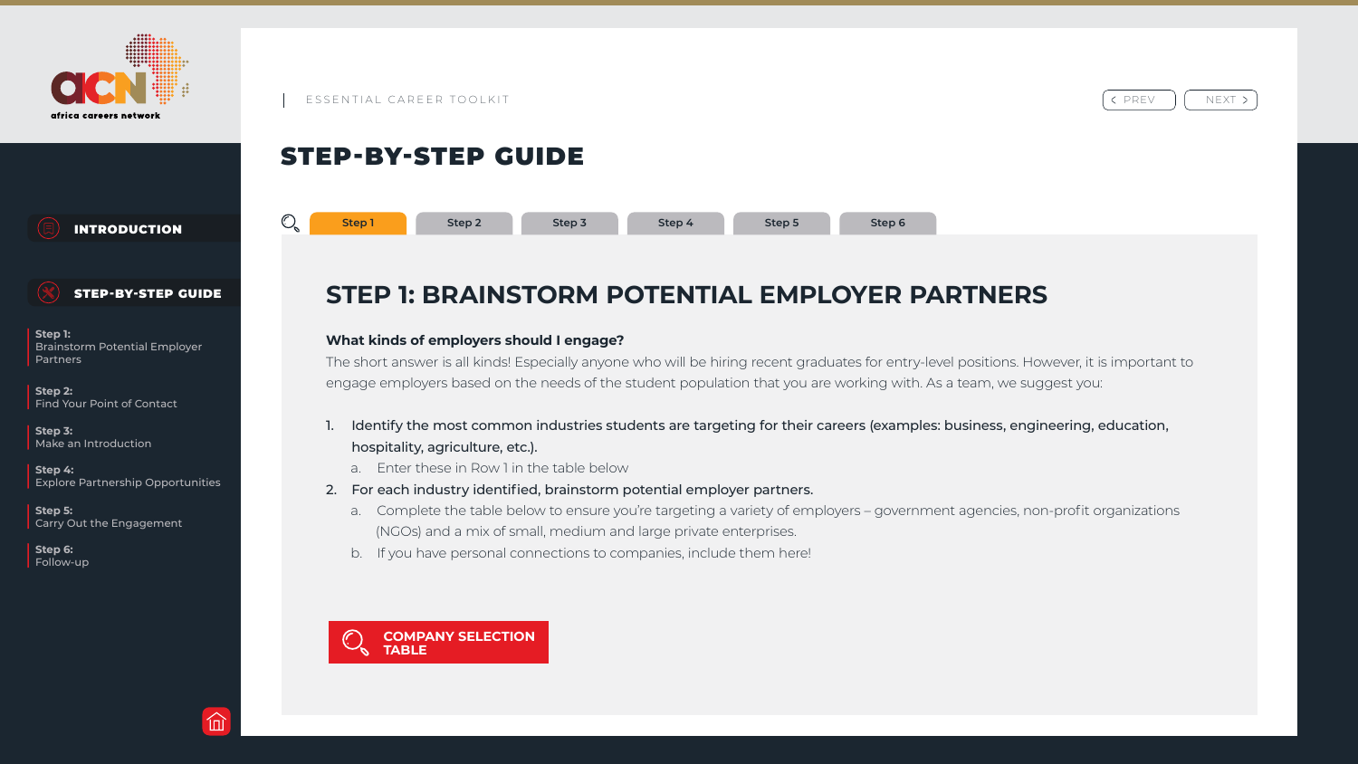# STEP-BY-STEP GUIDE

## STEP 1: BRAINSTORM POTENTIAL EMPLOYER PARTNERS

**What kinds of employers should I engage?**

The short answer is all kinds! Especially anyone who will be hiring recent graduates for entry-level positions. However, it is important to engage employers based on the needs of the student population that you are working with. As a team, we suggest you:

1. Identify the most common industries students are targeting for their careers (examples: business, engineering, education, hospitality, agriculture, etc.).
   a. Enter these in Row 1 in the table below
2. For each industry identified, brainstorm potential employer partners.
   a. Complete the table below to ensure you're targeting a variety of employers – government agencies, non-profit organizations (NGOs) and a mix of small, medium and large private enterprises.
   b. If you have personal connections to companies, include them here!

**COMPANY SELECTION TABLE**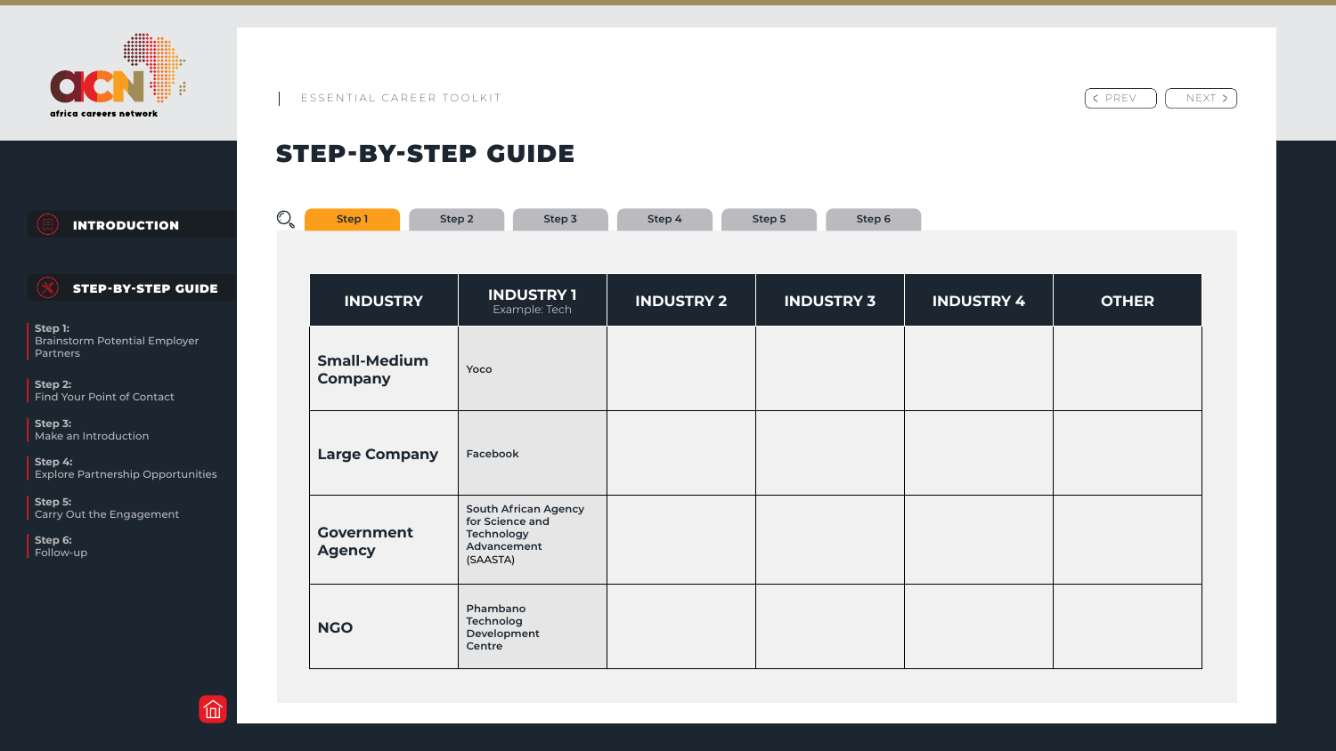ESSENTIAL CAREER TOOLKIT

# STEP-BY-STEP GUIDE

**INTRODUCTION**

**STEP-BY-STEP GUIDE**

**Step 1:**
Brainstorm Potential Employer Partners

**Step 2:**
Find Your Point of Contact

**Step 3:**
Make an Introduction

**Step 4:**
Explore Partnership Opportunities

**Step 5:**
Carry Out the Engagement

**Step 6:**
Follow-up

Step 1 | Step 2 | Step 3 | Step 4 | Step 5 | Step 6

| INDUSTRY | INDUSTRY 1 Example: Tech | INDUSTRY 2 | INDUSTRY 3 | INDUSTRY 4 | OTHER |
|---|---|---|---|---|---|
| **Small-Medium Company** | Yoco | | | | |
| **Large Company** | Facebook | | | | |
| **Government Agency** | South African Agency for Science and Technology Advancement (SAASTA) | | | | |
| **NGO** | Phambano Technolog Development Centre | | | | |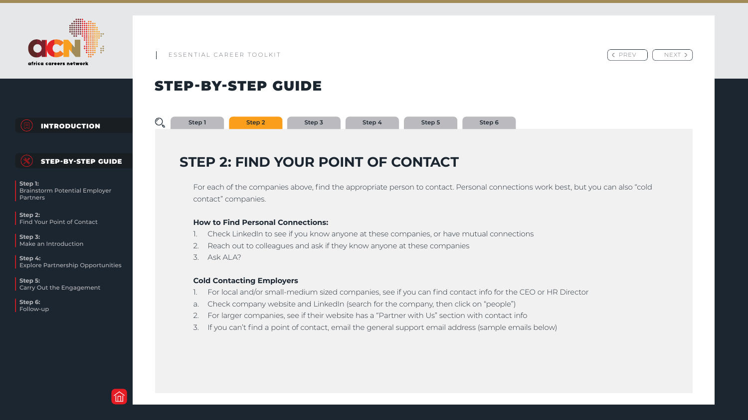# STEP-BY-STEP GUIDE

## STEP 2: FIND YOUR POINT OF CONTACT

For each of the companies above, find the appropriate person to contact. Personal connections work best, but you can also "cold contact" companies.

**How to Find Personal Connections:**

1. Check LinkedIn to see if you know anyone at these companies, or have mutual connections
2. Reach out to colleagues and ask if they know anyone at these companies
3. Ask ALA?

**Cold Contacting Employers**

1. For local and/or small-medium sized companies, see if you can find contact info for the CEO or HR Director
   a. Check company website and LinkedIn (search for the company, then click on "people")
2. For larger companies, see if their website has a "Partner with Us" section with contact info
3. If you can't find a point of contact, email the general support email address (sample emails below)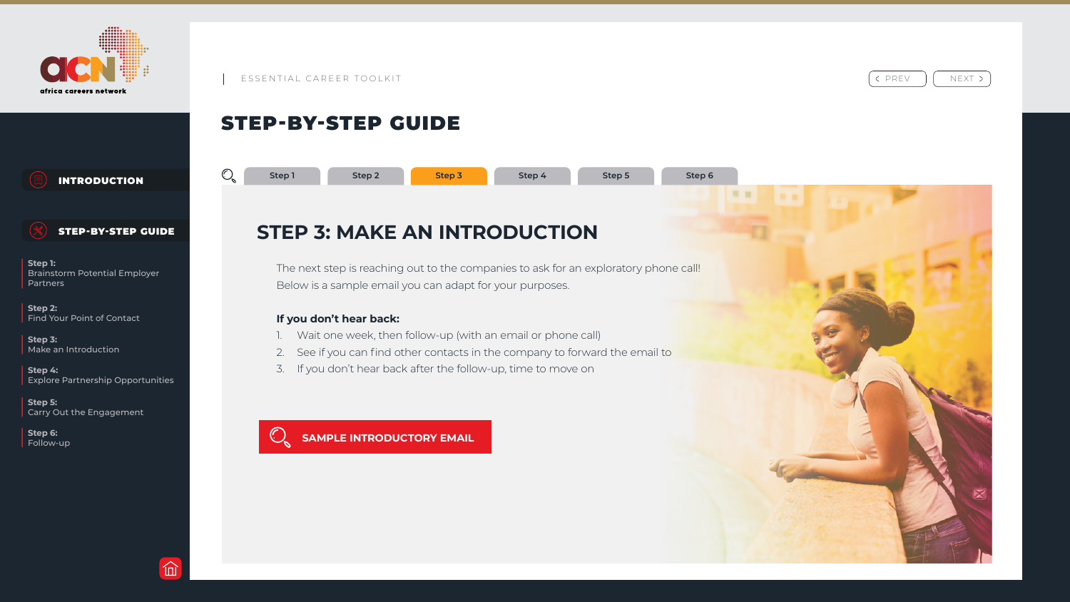ESSENTIAL CAREER TOOLKIT

# STEP-BY-STEP GUIDE

Step 1 | Step 2 | Step 3 | Step 4 | Step 5 | Step 6

## STEP 3: MAKE AN INTRODUCTION

The next step is reaching out to the companies to ask for an exploratory phone call! Below is a sample email you can adapt for your purposes.

**If you don't hear back:**

1. Wait one week, then follow-up (with an email or phone call)
2. See if you can find other contacts in the company to forward the email to
3. If you don't hear back after the follow-up, time to move on

**SAMPLE INTRODUCTORY EMAIL**

INTRODUCTION

STEP-BY-STEP GUIDE

**Step 1:**
Brainstorm Potential Employer Partners

**Step 2:**
Find Your Point of Contact

**Step 3:**
Make an Introduction

**Step 4:**
Explore Partnership Opportunities

**Step 5:**
Carry Out the Engagement

**Step 6:**
Follow-up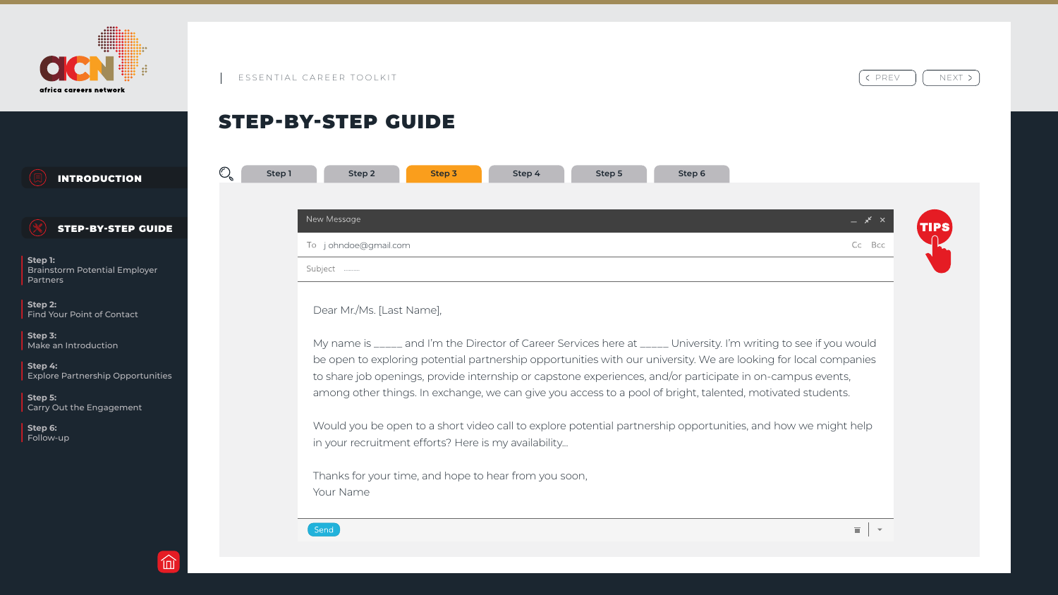ESSENTIAL CAREER TOOLKIT

# STEP-BY-STEP GUIDE

**INTRODUCTION**

**STEP-BY-STEP GUIDE**

**Step 1:** Brainstorm Potential Employer Partners

**Step 2:** Find Your Point of Contact

**Step 3:** Make an Introduction

**Step 4:** Explore Partnership Opportunities

**Step 5:** Carry Out the Engagement

**Step 6:** Follow-up

Step 1 | Step 2 | **Step 3** | Step 4 | Step 5 | Step 6

TIPS

New Message

To j ohndoe@gmail.com — Cc Bcc

Subject ..........

Dear Mr./Ms. [Last Name],

My name is _____ and I'm the Director of Career Services here at _____ University. I'm writing to see if you would be open to exploring potential partnership opportunities with our university. We are looking for local companies to share job openings, provide internship or capstone experiences, and/or participate in on-campus events, among other things. In exchange, we can give you access to a pool of bright, talented, motivated students.

Would you be open to a short video call to explore potential partnership opportunities, and how we might help in your recruitment efforts? Here is my availability...

Thanks for your time, and hope to hear from you soon,
Your Name

Send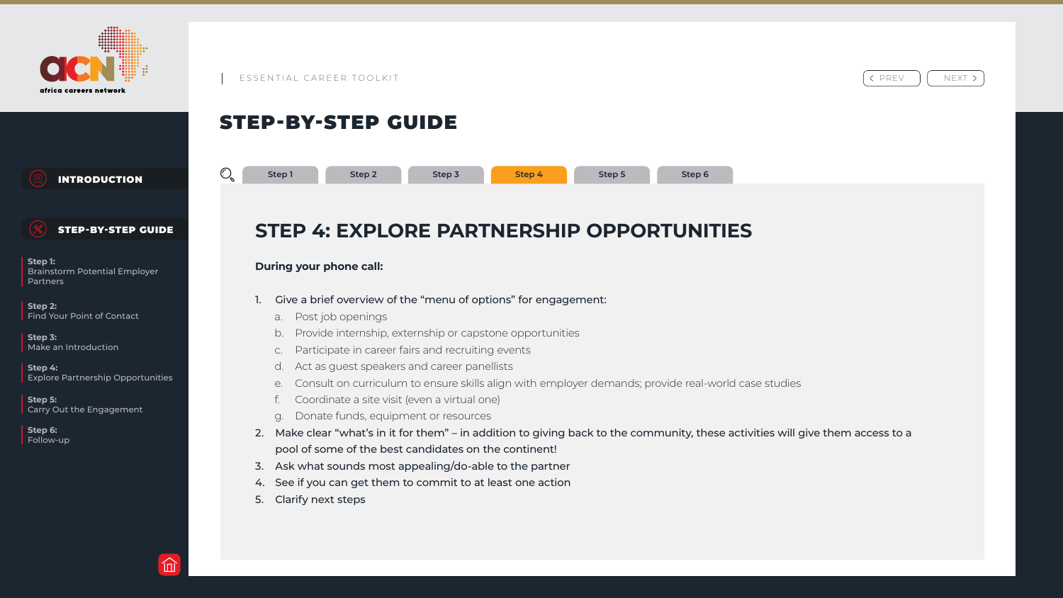ESSENTIAL CAREER TOOLKIT

# STEP-BY-STEP GUIDE

Step 1 | Step 2 | Step 3 | Step 4 | Step 5 | Step 6

## STEP 4: EXPLORE PARTNERSHIP OPPORTUNITIES

**During your phone call:**

1. Give a brief overview of the "menu of options" for engagement:
   a. Post job openings
   b. Provide internship, externship or capstone opportunities
   c. Participate in career fairs and recruiting events
   d. Act as guest speakers and career panellists
   e. Consult on curriculum to ensure skills align with employer demands; provide real-world case studies
   f. Coordinate a site visit (even a virtual one)
   g. Donate funds, equipment or resources
2. Make clear "what's in it for them" – in addition to giving back to the community, these activities will give them access to a pool of some of the best candidates on the continent!
3. Ask what sounds most appealing/do-able to the partner
4. See if you can get them to commit to at least one action
5. Clarify next steps

**INTRODUCTION**

**STEP-BY-STEP GUIDE**

**Step 1:** Brainstorm Potential Employer Partners

**Step 2:** Find Your Point of Contact

**Step 3:** Make an Introduction

**Step 4:** Explore Partnership Opportunities

**Step 5:** Carry Out the Engagement

**Step 6:** Follow-up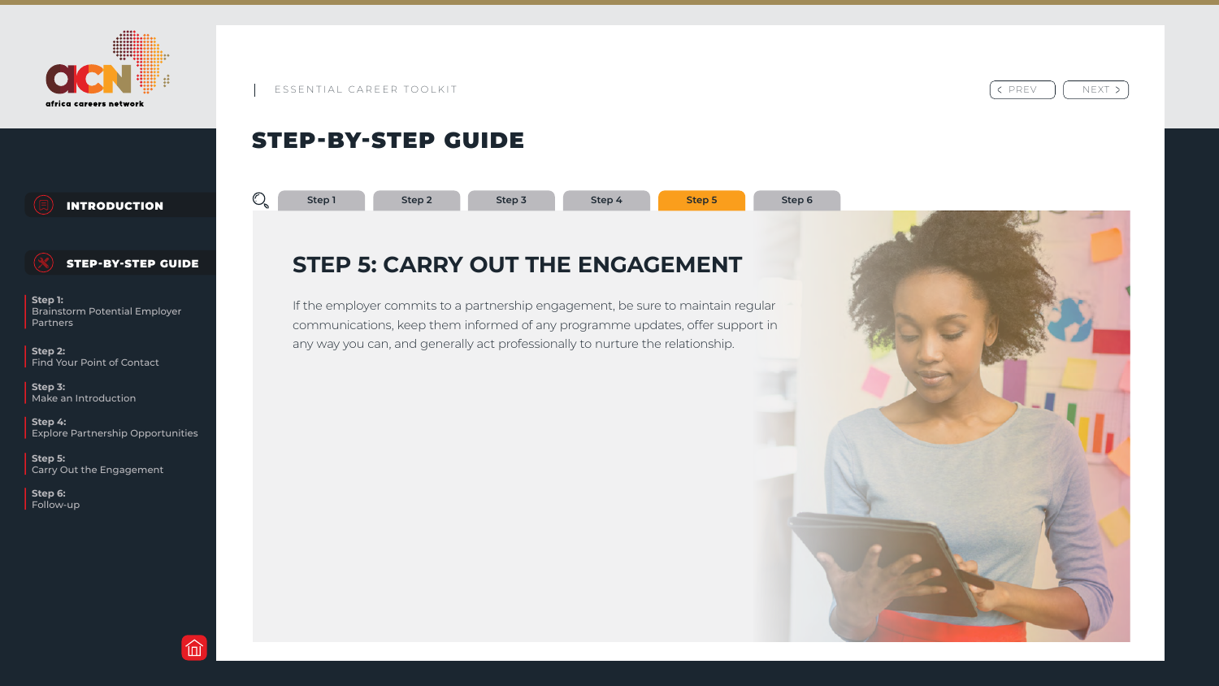africa careers network

ESSENTIAL CAREER TOOLKIT

# STEP-BY-STEP GUIDE

INTRODUCTION

STEP-BY-STEP GUIDE

**Step 1:** Brainstorm Potential Employer Partners

**Step 2:** Find Your Point of Contact

**Step 3:** Make an Introduction

**Step 4:** Explore Partnership Opportunities

**Step 5:** Carry Out the Engagement

**Step 6:** Follow-up

Step 1 | Step 2 | Step 3 | Step 4 | Step 5 | Step 6

## STEP 5: CARRY OUT THE ENGAGEMENT

If the employer commits to a partnership engagement, be sure to maintain regular communications, keep them informed of any programme updates, offer support in any way you can, and generally act professionally to nurture the relationship.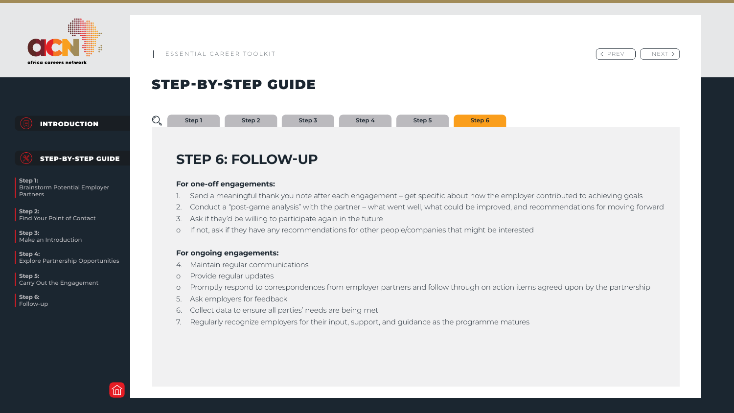ESSENTIAL CAREER TOOLKIT

# STEP-BY-STEP GUIDE

Step 1 | Step 2 | Step 3 | Step 4 | Step 5 | Step 6

## STEP 6: FOLLOW-UP

**For one-off engagements:**

1. Send a meaningful thank you note after each engagement – get specific about how the employer contributed to achieving goals
2. Conduct a "post-game analysis" with the partner – what went well, what could be improved, and recommendations for moving forward
3. Ask if they'd be willing to participate again in the future
   - If not, ask if they have any recommendations for other people/companies that might be interested

**For ongoing engagements:**

4. Maintain regular communications
   - Provide regular updates
   - Promptly respond to correspondences from employer partners and follow through on action items agreed upon by the partnership
5. Ask employers for feedback
6. Collect data to ensure all parties' needs are being met
7. Regularly recognize employers for their input, support, and guidance as the programme matures

**INTRODUCTION**

**STEP-BY-STEP GUIDE**

**Step 1:** Brainstorm Potential Employer Partners

**Step 2:** Find Your Point of Contact

**Step 3:** Make an Introduction

**Step 4:** Explore Partnership Opportunities

**Step 5:** Carry Out the Engagement

**Step 6:** Follow-up